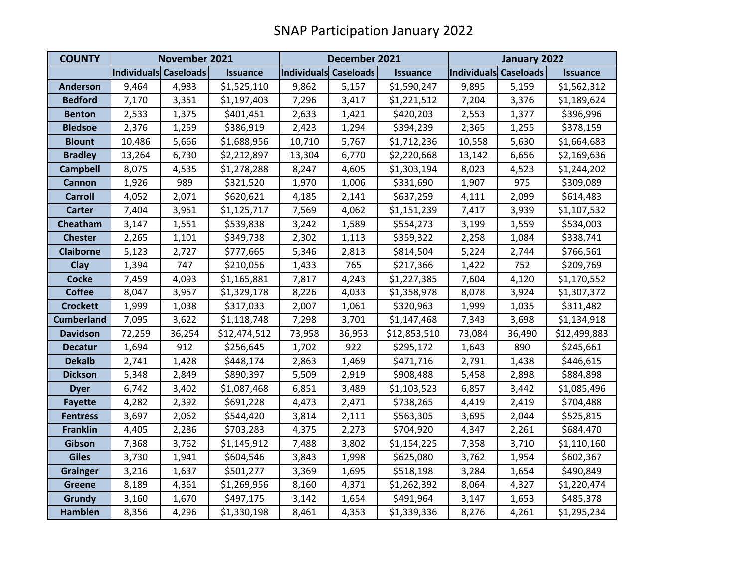# SNAP Participation January 2022

| COUNTY | November 2021 | | | December 2021 | | | January 2022 | | |
|---|---|---|---|---|---|---|---|---|---|
| | Individuals | Caseloads | Issuance | Individuals | Caseloads | Issuance | Individuals | Caseloads | Issuance |
| Anderson | 9,464 | 4,983 | $1,525,110 | 9,862 | 5,157 | $1,590,247 | 9,895 | 5,159 | $1,562,312 |
| Bedford | 7,170 | 3,351 | $1,197,403 | 7,296 | 3,417 | $1,221,512 | 7,204 | 3,376 | $1,189,624 |
| Benton | 2,533 | 1,375 | $401,451 | 2,633 | 1,421 | $420,203 | 2,553 | 1,377 | $396,996 |
| Bledsoe | 2,376 | 1,259 | $386,919 | 2,423 | 1,294 | $394,239 | 2,365 | 1,255 | $378,159 |
| Blount | 10,486 | 5,666 | $1,688,956 | 10,710 | 5,767 | $1,712,236 | 10,558 | 5,630 | $1,664,683 |
| Bradley | 13,264 | 6,730 | $2,212,897 | 13,304 | 6,770 | $2,220,668 | 13,142 | 6,656 | $2,169,636 |
| Campbell | 8,075 | 4,535 | $1,278,288 | 8,247 | 4,605 | $1,303,194 | 8,023 | 4,523 | $1,244,202 |
| Cannon | 1,926 | 989 | $321,520 | 1,970 | 1,006 | $331,690 | 1,907 | 975 | $309,089 |
| Carroll | 4,052 | 2,071 | $620,621 | 4,185 | 2,141 | $637,259 | 4,111 | 2,099 | $614,483 |
| Carter | 7,404 | 3,951 | $1,125,717 | 7,569 | 4,062 | $1,151,239 | 7,417 | 3,939 | $1,107,532 |
| Cheatham | 3,147 | 1,551 | $539,838 | 3,242 | 1,589 | $554,273 | 3,199 | 1,559 | $534,003 |
| Chester | 2,265 | 1,101 | $349,738 | 2,302 | 1,113 | $359,322 | 2,258 | 1,084 | $338,741 |
| Claiborne | 5,123 | 2,727 | $777,665 | 5,346 | 2,813 | $814,504 | 5,224 | 2,744 | $766,561 |
| Clay | 1,394 | 747 | $210,056 | 1,433 | 765 | $217,366 | 1,422 | 752 | $209,769 |
| Cocke | 7,459 | 4,093 | $1,165,881 | 7,817 | 4,243 | $1,227,385 | 7,604 | 4,120 | $1,170,552 |
| Coffee | 8,047 | 3,957 | $1,329,178 | 8,226 | 4,033 | $1,358,978 | 8,078 | 3,924 | $1,307,372 |
| Crockett | 1,999 | 1,038 | $317,033 | 2,007 | 1,061 | $320,963 | 1,999 | 1,035 | $311,482 |
| Cumberland | 7,095 | 3,622 | $1,118,748 | 7,298 | 3,701 | $1,147,468 | 7,343 | 3,698 | $1,134,918 |
| Davidson | 72,259 | 36,254 | $12,474,512 | 73,958 | 36,953 | $12,853,510 | 73,084 | 36,490 | $12,499,883 |
| Decatur | 1,694 | 912 | $256,645 | 1,702 | 922 | $295,172 | 1,643 | 890 | $245,661 |
| Dekalb | 2,741 | 1,428 | $448,174 | 2,863 | 1,469 | $471,716 | 2,791 | 1,438 | $446,615 |
| Dickson | 5,348 | 2,849 | $890,397 | 5,509 | 2,919 | $908,488 | 5,458 | 2,898 | $884,898 |
| Dyer | 6,742 | 3,402 | $1,087,468 | 6,851 | 3,489 | $1,103,523 | 6,857 | 3,442 | $1,085,496 |
| Fayette | 4,282 | 2,392 | $691,228 | 4,473 | 2,471 | $738,265 | 4,419 | 2,419 | $704,488 |
| Fentress | 3,697 | 2,062 | $544,420 | 3,814 | 2,111 | $563,305 | 3,695 | 2,044 | $525,815 |
| Franklin | 4,405 | 2,286 | $703,283 | 4,375 | 2,273 | $704,920 | 4,347 | 2,261 | $684,470 |
| Gibson | 7,368 | 3,762 | $1,145,912 | 7,488 | 3,802 | $1,154,225 | 7,358 | 3,710 | $1,110,160 |
| Giles | 3,730 | 1,941 | $604,546 | 3,843 | 1,998 | $625,080 | 3,762 | 1,954 | $602,367 |
| Grainger | 3,216 | 1,637 | $501,277 | 3,369 | 1,695 | $518,198 | 3,284 | 1,654 | $490,849 |
| Greene | 8,189 | 4,361 | $1,269,956 | 8,160 | 4,371 | $1,262,392 | 8,064 | 4,327 | $1,220,474 |
| Grundy | 3,160 | 1,670 | $497,175 | 3,142 | 1,654 | $491,964 | 3,147 | 1,653 | $485,378 |
| Hamblen | 8,356 | 4,296 | $1,330,198 | 8,461 | 4,353 | $1,339,336 | 8,276 | 4,261 | $1,295,234 |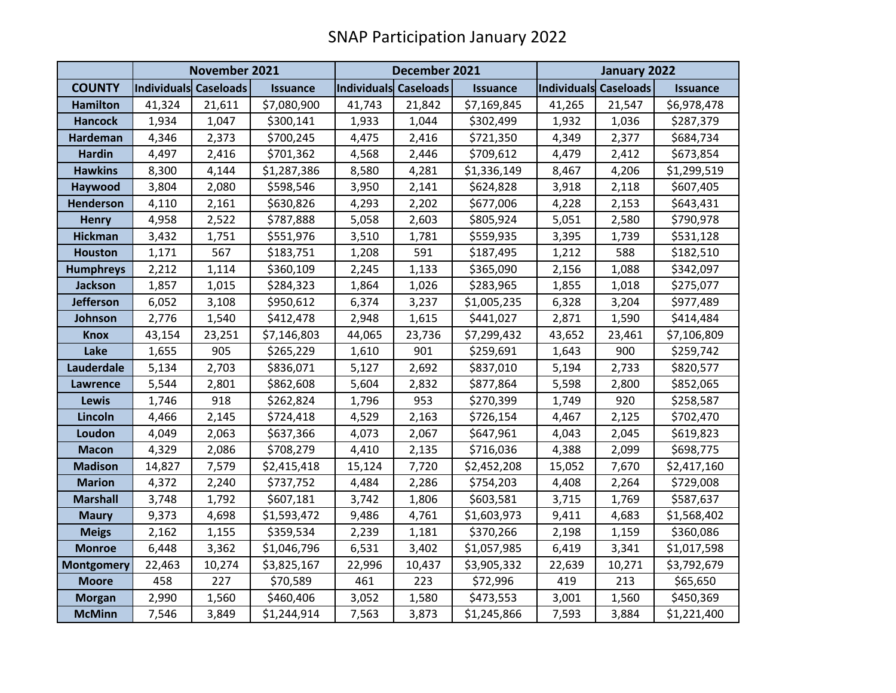# SNAP Participation January 2022

| | November 2021 | | | December 2021 | | | January 2022 | | |
|---|---|---|---|---|---|---|---|---|---|
| **COUNTY** | **Individuals** | **Caseloads** | **Issuance** | **Individuals** | **Caseloads** | **Issuance** | **Individuals** | **Caseloads** | **Issuance** |
| **Hamilton** | 41,324 | 21,611 | $7,080,900 | 41,743 | 21,842 | $7,169,845 | 41,265 | 21,547 | $6,978,478 |
| **Hancock** | 1,934 | 1,047 | $300,141 | 1,933 | 1,044 | $302,499 | 1,932 | 1,036 | $287,379 |
| **Hardeman** | 4,346 | 2,373 | $700,245 | 4,475 | 2,416 | $721,350 | 4,349 | 2,377 | $684,734 |
| **Hardin** | 4,497 | 2,416 | $701,362 | 4,568 | 2,446 | $709,612 | 4,479 | 2,412 | $673,854 |
| **Hawkins** | 8,300 | 4,144 | $1,287,386 | 8,580 | 4,281 | $1,336,149 | 8,467 | 4,206 | $1,299,519 |
| **Haywood** | 3,804 | 2,080 | $598,546 | 3,950 | 2,141 | $624,828 | 3,918 | 2,118 | $607,405 |
| **Henderson** | 4,110 | 2,161 | $630,826 | 4,293 | 2,202 | $677,006 | 4,228 | 2,153 | $643,431 |
| **Henry** | 4,958 | 2,522 | $787,888 | 5,058 | 2,603 | $805,924 | 5,051 | 2,580 | $790,978 |
| **Hickman** | 3,432 | 1,751 | $551,976 | 3,510 | 1,781 | $559,935 | 3,395 | 1,739 | $531,128 |
| **Houston** | 1,171 | 567 | $183,751 | 1,208 | 591 | $187,495 | 1,212 | 588 | $182,510 |
| **Humphreys** | 2,212 | 1,114 | $360,109 | 2,245 | 1,133 | $365,090 | 2,156 | 1,088 | $342,097 |
| **Jackson** | 1,857 | 1,015 | $284,323 | 1,864 | 1,026 | $283,965 | 1,855 | 1,018 | $275,077 |
| **Jefferson** | 6,052 | 3,108 | $950,612 | 6,374 | 3,237 | $1,005,235 | 6,328 | 3,204 | $977,489 |
| **Johnson** | 2,776 | 1,540 | $412,478 | 2,948 | 1,615 | $441,027 | 2,871 | 1,590 | $414,484 |
| **Knox** | 43,154 | 23,251 | $7,146,803 | 44,065 | 23,736 | $7,299,432 | 43,652 | 23,461 | $7,106,809 |
| **Lake** | 1,655 | 905 | $265,229 | 1,610 | 901 | $259,691 | 1,643 | 900 | $259,742 |
| **Lauderdale** | 5,134 | 2,703 | $836,071 | 5,127 | 2,692 | $837,010 | 5,194 | 2,733 | $820,577 |
| **Lawrence** | 5,544 | 2,801 | $862,608 | 5,604 | 2,832 | $877,864 | 5,598 | 2,800 | $852,065 |
| **Lewis** | 1,746 | 918 | $262,824 | 1,796 | 953 | $270,399 | 1,749 | 920 | $258,587 |
| **Lincoln** | 4,466 | 2,145 | $724,418 | 4,529 | 2,163 | $726,154 | 4,467 | 2,125 | $702,470 |
| **Loudon** | 4,049 | 2,063 | $637,366 | 4,073 | 2,067 | $647,961 | 4,043 | 2,045 | $619,823 |
| **Macon** | 4,329 | 2,086 | $708,279 | 4,410 | 2,135 | $716,036 | 4,388 | 2,099 | $698,775 |
| **Madison** | 14,827 | 7,579 | $2,415,418 | 15,124 | 7,720 | $2,452,208 | 15,052 | 7,670 | $2,417,160 |
| **Marion** | 4,372 | 2,240 | $737,752 | 4,484 | 2,286 | $754,203 | 4,408 | 2,264 | $729,008 |
| **Marshall** | 3,748 | 1,792 | $607,181 | 3,742 | 1,806 | $603,581 | 3,715 | 1,769 | $587,637 |
| **Maury** | 9,373 | 4,698 | $1,593,472 | 9,486 | 4,761 | $1,603,973 | 9,411 | 4,683 | $1,568,402 |
| **Meigs** | 2,162 | 1,155 | $359,534 | 2,239 | 1,181 | $370,266 | 2,198 | 1,159 | $360,086 |
| **Monroe** | 6,448 | 3,362 | $1,046,796 | 6,531 | 3,402 | $1,057,985 | 6,419 | 3,341 | $1,017,598 |
| **Montgomery** | 22,463 | 10,274 | $3,825,167 | 22,996 | 10,437 | $3,905,332 | 22,639 | 10,271 | $3,792,679 |
| **Moore** | 458 | 227 | $70,589 | 461 | 223 | $72,996 | 419 | 213 | $65,650 |
| **Morgan** | 2,990 | 1,560 | $460,406 | 3,052 | 1,580 | $473,553 | 3,001 | 1,560 | $450,369 |
| **McMinn** | 7,546 | 3,849 | $1,244,914 | 7,563 | 3,873 | $1,245,866 | 7,593 | 3,884 | $1,221,400 |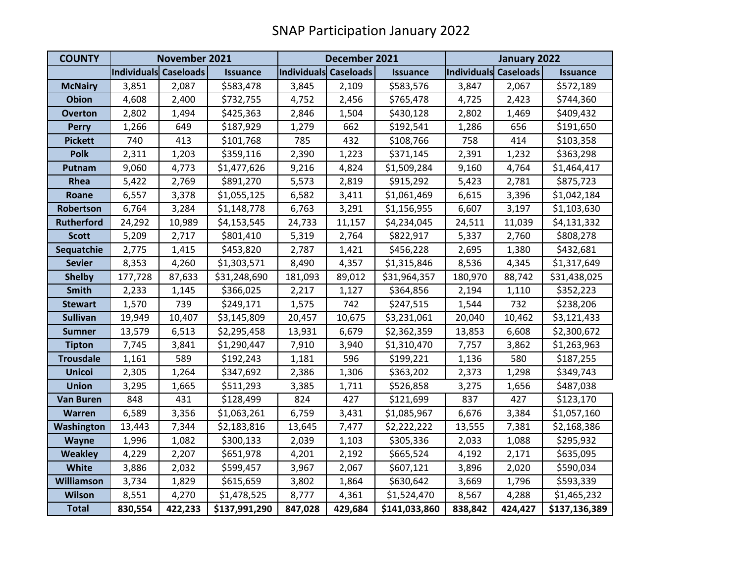# SNAP Participation January 2022

| COUNTY | November 2021 | | | December 2021 | | | January 2022 | | |
|---|---|---|---|---|---|---|---|---|---|
| | Individuals | Caseloads | Issuance | Individuals | Caseloads | Issuance | Individuals | Caseloads | Issuance |
| McNairy | 3,851 | 2,087 | $583,478 | 3,845 | 2,109 | $583,576 | 3,847 | 2,067 | $572,189 |
| Obion | 4,608 | 2,400 | $732,755 | 4,752 | 2,456 | $765,478 | 4,725 | 2,423 | $744,360 |
| Overton | 2,802 | 1,494 | $425,363 | 2,846 | 1,504 | $430,128 | 2,802 | 1,469 | $409,432 |
| Perry | 1,266 | 649 | $187,929 | 1,279 | 662 | $192,541 | 1,286 | 656 | $191,650 |
| Pickett | 740 | 413 | $101,768 | 785 | 432 | $108,766 | 758 | 414 | $103,358 |
| Polk | 2,311 | 1,203 | $359,116 | 2,390 | 1,223 | $371,145 | 2,391 | 1,232 | $363,298 |
| Putnam | 9,060 | 4,773 | $1,477,626 | 9,216 | 4,824 | $1,509,284 | 9,160 | 4,764 | $1,464,417 |
| Rhea | 5,422 | 2,769 | $891,270 | 5,573 | 2,819 | $915,292 | 5,423 | 2,781 | $875,723 |
| Roane | 6,557 | 3,378 | $1,055,125 | 6,582 | 3,411 | $1,061,469 | 6,615 | 3,396 | $1,042,184 |
| Robertson | 6,764 | 3,284 | $1,148,778 | 6,763 | 3,291 | $1,156,955 | 6,607 | 3,197 | $1,103,630 |
| Rutherford | 24,292 | 10,989 | $4,153,545 | 24,733 | 11,157 | $4,234,045 | 24,511 | 11,039 | $4,131,332 |
| Scott | 5,209 | 2,717 | $801,410 | 5,319 | 2,764 | $822,917 | 5,337 | 2,760 | $808,278 |
| Sequatchie | 2,775 | 1,415 | $453,820 | 2,787 | 1,421 | $456,228 | 2,695 | 1,380 | $432,681 |
| Sevier | 8,353 | 4,260 | $1,303,571 | 8,490 | 4,357 | $1,315,846 | 8,536 | 4,345 | $1,317,649 |
| Shelby | 177,728 | 87,633 | $31,248,690 | 181,093 | 89,012 | $31,964,357 | 180,970 | 88,742 | $31,438,025 |
| Smith | 2,233 | 1,145 | $366,025 | 2,217 | 1,127 | $364,856 | 2,194 | 1,110 | $352,223 |
| Stewart | 1,570 | 739 | $249,171 | 1,575 | 742 | $247,515 | 1,544 | 732 | $238,206 |
| Sullivan | 19,949 | 10,407 | $3,145,809 | 20,457 | 10,675 | $3,231,061 | 20,040 | 10,462 | $3,121,433 |
| Sumner | 13,579 | 6,513 | $2,295,458 | 13,931 | 6,679 | $2,362,359 | 13,853 | 6,608 | $2,300,672 |
| Tipton | 7,745 | 3,841 | $1,290,447 | 7,910 | 3,940 | $1,310,470 | 7,757 | 3,862 | $1,263,963 |
| Trousdale | 1,161 | 589 | $192,243 | 1,181 | 596 | $199,221 | 1,136 | 580 | $187,255 |
| Unicoi | 2,305 | 1,264 | $347,692 | 2,386 | 1,306 | $363,202 | 2,373 | 1,298 | $349,743 |
| Union | 3,295 | 1,665 | $511,293 | 3,385 | 1,711 | $526,858 | 3,275 | 1,656 | $487,038 |
| Van Buren | 848 | 431 | $128,499 | 824 | 427 | $121,699 | 837 | 427 | $123,170 |
| Warren | 6,589 | 3,356 | $1,063,261 | 6,759 | 3,431 | $1,085,967 | 6,676 | 3,384 | $1,057,160 |
| Washington | 13,443 | 7,344 | $2,183,816 | 13,645 | 7,477 | $2,222,222 | 13,555 | 7,381 | $2,168,386 |
| Wayne | 1,996 | 1,082 | $300,133 | 2,039 | 1,103 | $305,336 | 2,033 | 1,088 | $295,932 |
| Weakley | 4,229 | 2,207 | $651,978 | 4,201 | 2,192 | $665,524 | 4,192 | 2,171 | $635,095 |
| White | 3,886 | 2,032 | $599,457 | 3,967 | 2,067 | $607,121 | 3,896 | 2,020 | $590,034 |
| Williamson | 3,734 | 1,829 | $615,659 | 3,802 | 1,864 | $630,642 | 3,669 | 1,796 | $593,339 |
| Wilson | 8,551 | 4,270 | $1,478,525 | 8,777 | 4,361 | $1,524,470 | 8,567 | 4,288 | $1,465,232 |
| **Total** | **830,554** | **422,233** | **$137,991,290** | **847,028** | **429,684** | **$141,033,860** | **838,842** | **424,427** | **$137,136,389** |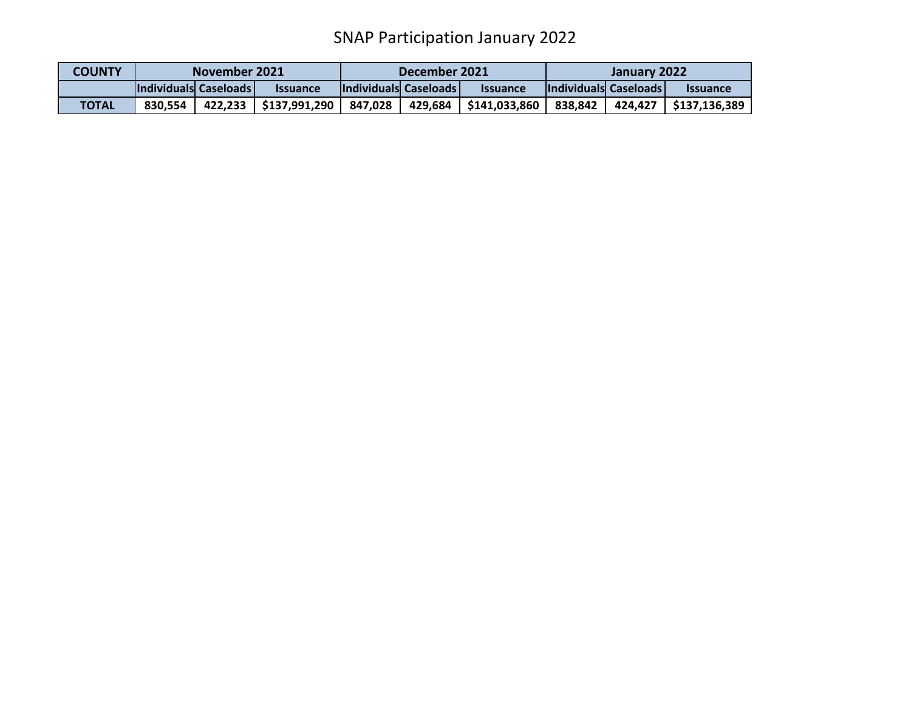# SNAP Participation January 2022

| COUNTY | November 2021 | | | December 2021 | | | January 2022 | | |
|---|---|---|---|---|---|---|---|---|---|
| | Individuals | Caseloads | Issuance | Individuals | Caseloads | Issuance | Individuals | Caseloads | Issuance |
| TOTAL | 830,554 | 422,233 | $137,991,290 | 847,028 | 429,684 | $141,033,860 | 838,842 | 424,427 | $137,136,389 |